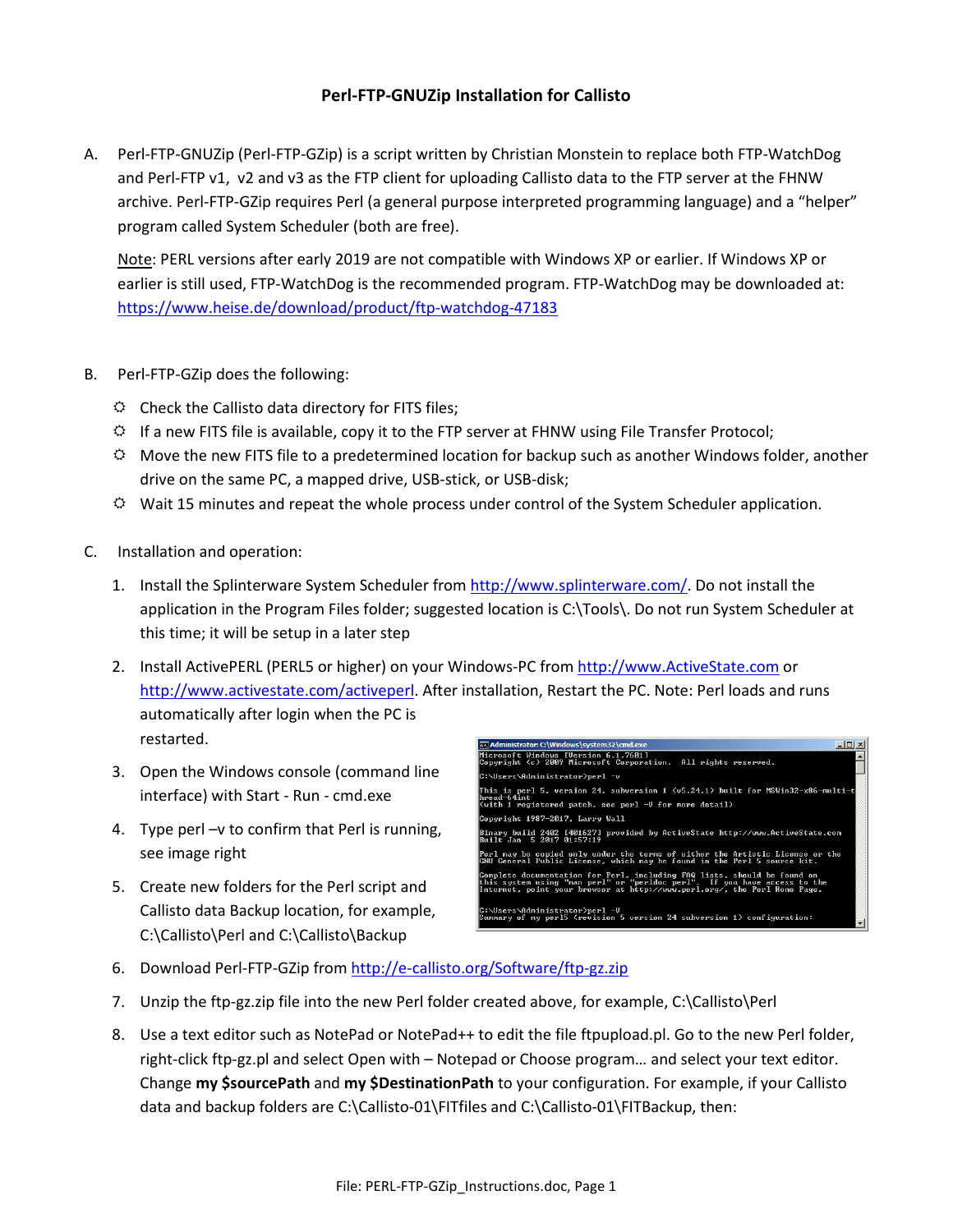# Perl-FTP-GNUZip Installation for Callisto

A. Perl-FTP-GNUZip (Perl-FTP-GZip) is a script written by Christian Monstein to replace both FTP-WatchDog and Perl-FTP v1, v2 and v3 as the FTP client for uploading Callisto data to the FTP server at the FHNW archive. Perl-FTP-GZip requires Perl (a general purpose interpreted programming language) and a "helper" program called System Scheduler (both are free).

   Note: PERL versions after early 2019 are not compatible with Windows XP or earlier. If Windows XP or earlier is still used, FTP-WatchDog is the recommended program. FTP-WatchDog may be downloaded at: https://www.heise.de/download/product/ftp-watchdog-47183

B. Perl-FTP-GZip does the following:

   - Check the Callisto data directory for FITS files;
   - If a new FITS file is available, copy it to the FTP server at FHNW using File Transfer Protocol;
   - Move the new FITS file to a predetermined location for backup such as another Windows folder, another drive on the same PC, a mapped drive, USB-stick, or USB-disk;
   - Wait 15 minutes and repeat the whole process under control of the System Scheduler application.

C. Installation and operation:

   1. Install the Splinterware System Scheduler from http://www.splinterware.com/. Do not install the application in the Program Files folder; suggested location is C:\Tools\. Do not run System Scheduler at this time; it will be setup in a later step
   2. Install ActivePERL (PERL5 or higher) on your Windows-PC from http://www.ActiveState.com or http://www.activestate.com/activeperl. After installation, Restart the PC. Note: Perl loads and runs automatically after login when the PC is restarted.
   3. Open the Windows console (command line interface) with Start - Run - cmd.exe
   4. Type perl –v to confirm that Perl is running, see image right
   5. Create new folders for the Perl script and Callisto data Backup location, for example, C:\Callisto\Perl and C:\Callisto\Backup
   6. Download Perl-FTP-GZip from http://e-callisto.org/Software/ftp-gz.zip
   7. Unzip the ftp-gz.zip file into the new Perl folder created above, for example, C:\Callisto\Perl
   8. Use a text editor such as NotePad or NotePad++ to edit the file ftpupload.pl. Go to the new Perl folder, right-click ftp-gz.pl and select Open with – Notepad or Choose program… and select your text editor. Change **my $sourcePath** and **my $DestinationPath** to your configuration. For example, if your Callisto data and backup folders are C:\Callisto-01\FITfiles and C:\Callisto-01\FITBackup, then: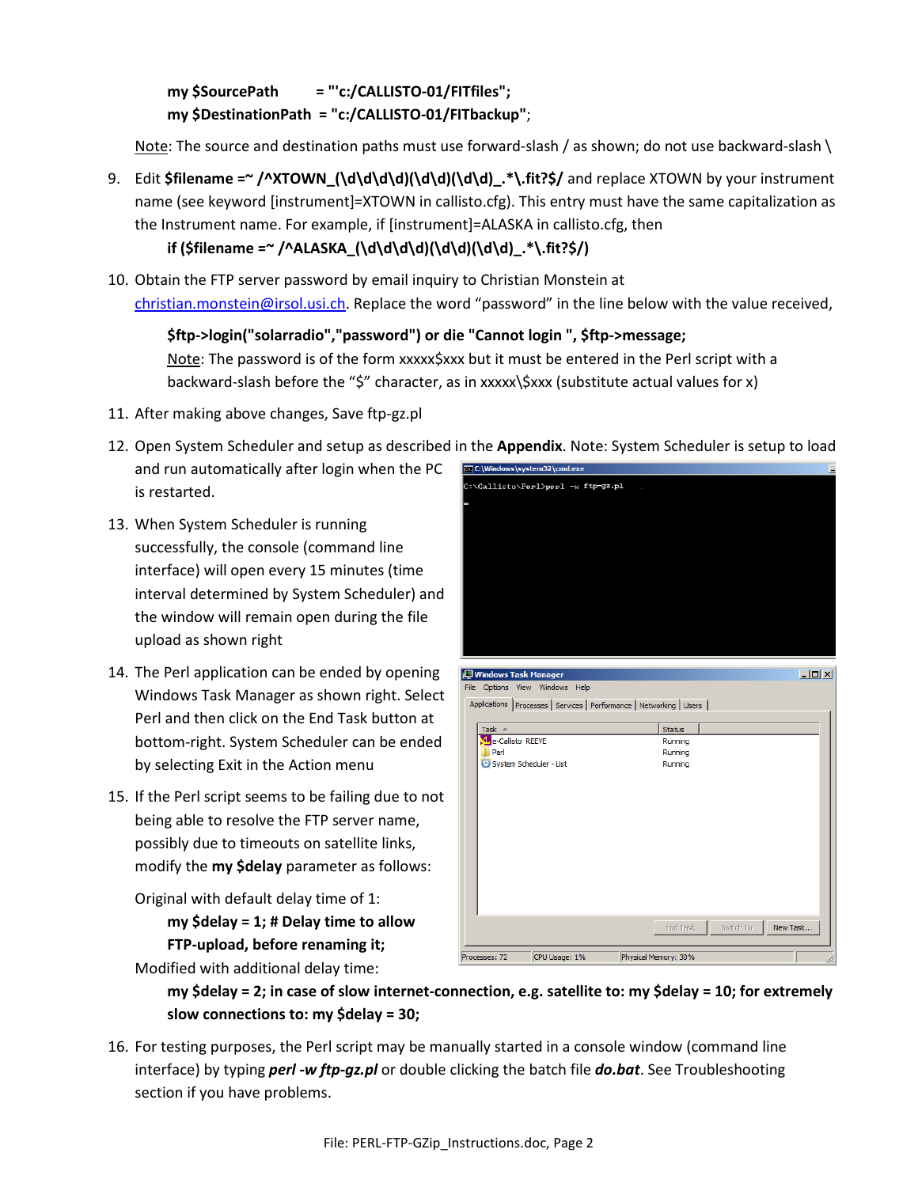**my $SourcePath = "'c:/CALLISTO-01/FITfiles";**
**my $DestinationPath = "c:/CALLISTO-01/FITbackup";**

Note: The source and destination paths must use forward-slash / as shown; do not use backward-slash \

9. Edit **$filename =~ /^XTOWN_(\d\d\d\d)(\d\d)(\d\d)_.*\.fit?$/** and replace XTOWN by your instrument name (see keyword [instrument]=XTOWN in callisto.cfg). This entry must have the same capitalization as the Instrument name. For example, if [instrument]=ALASKA in callisto.cfg, then

   **if ($filename =~ /^ALASKA_(\d\d\d\d)(\d\d)(\d\d)_.*\.fit?$/)**

10. Obtain the FTP server password by email inquiry to Christian Monstein at christian.monstein@irsol.usi.ch. Replace the word "password" in the line below with the value received,

    **$ftp->login("solarradio","password") or die "Cannot login ", $ftp->message;**

    Note: The password is of the form xxxxx$xxx but it must be entered in the Perl script with a backward-slash before the "$" character, as in xxxxx\$xxx (substitute actual values for x)

11. After making above changes, Save ftp-gz.pl

12. Open System Scheduler and setup as described in the **Appendix**. Note: System Scheduler is setup to load and run automatically after login when the PC is restarted.

13. When System Scheduler is running successfully, the console (command line interface) will open every 15 minutes (time interval determined by System Scheduler) and the window will remain open during the file upload as shown right

14. The Perl application can be ended by opening Windows Task Manager as shown right. Select Perl and then click on the End Task button at bottom-right. System Scheduler can be ended by selecting Exit in the Action menu

15. If the Perl script seems to be failing due to not being able to resolve the FTP server name, possibly due to timeouts on satellite links, modify the **my $delay** parameter as follows:

    Original with default delay time of 1:

    **my $delay = 1; # Delay time to allow FTP-upload, before renaming it;**

    Modified with additional delay time:

    **my $delay = 2; in case of slow internet-connection, e.g. satellite to: my $delay = 10; for extremely slow connections to: my $delay = 30;**

16. For testing purposes, the Perl script may be manually started in a console window (command line interface) by typing ***perl -w ftp-gz.pl*** or double clicking the batch file ***do.bat***. See Troubleshooting section if you have problems.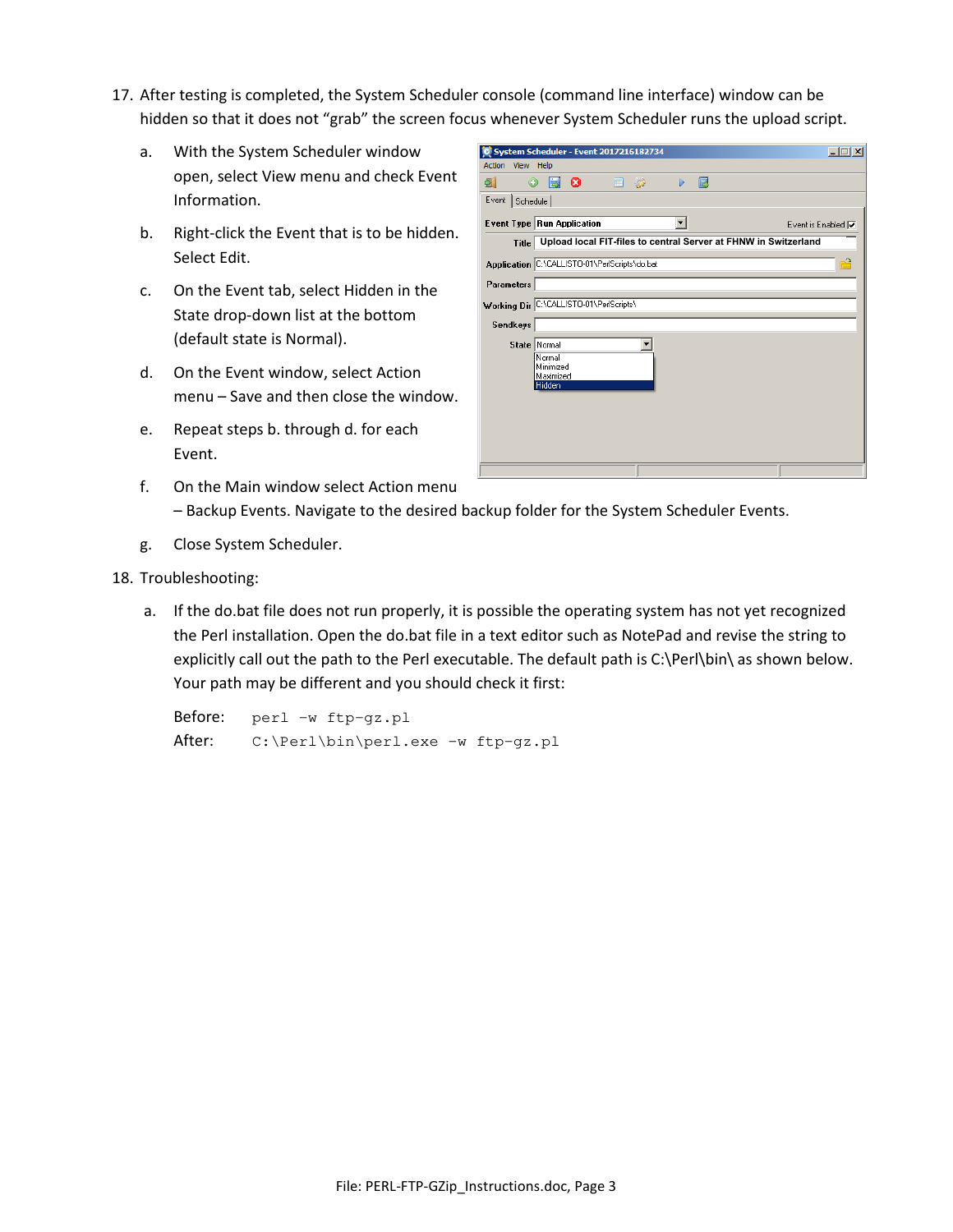17. After testing is completed, the System Scheduler console (command line interface) window can be hidden so that it does not "grab" the screen focus whenever System Scheduler runs the upload script.

    a. With the System Scheduler window open, select View menu and check Event Information.

    b. Right-click the Event that is to be hidden. Select Edit.

    c. On the Event tab, select Hidden in the State drop-down list at the bottom (default state is Normal).

    d. On the Event window, select Action menu – Save and then close the window.

    e. Repeat steps b. through d. for each Event.

    f. On the Main window select Action menu – Backup Events. Navigate to the desired backup folder for the System Scheduler Events.

    g. Close System Scheduler.

18. Troubleshooting:

    a. If the do.bat file does not run properly, it is possible the operating system has not yet recognized the Perl installation. Open the do.bat file in a text editor such as NotePad and revise the string to explicitly call out the path to the Perl executable. The default path is C:\Perl\bin\ as shown below. Your path may be different and you should check it first:

       Before: `perl -w ftp-gz.pl`

       After: `C:\Perl\bin\perl.exe -w ftp-gz.pl`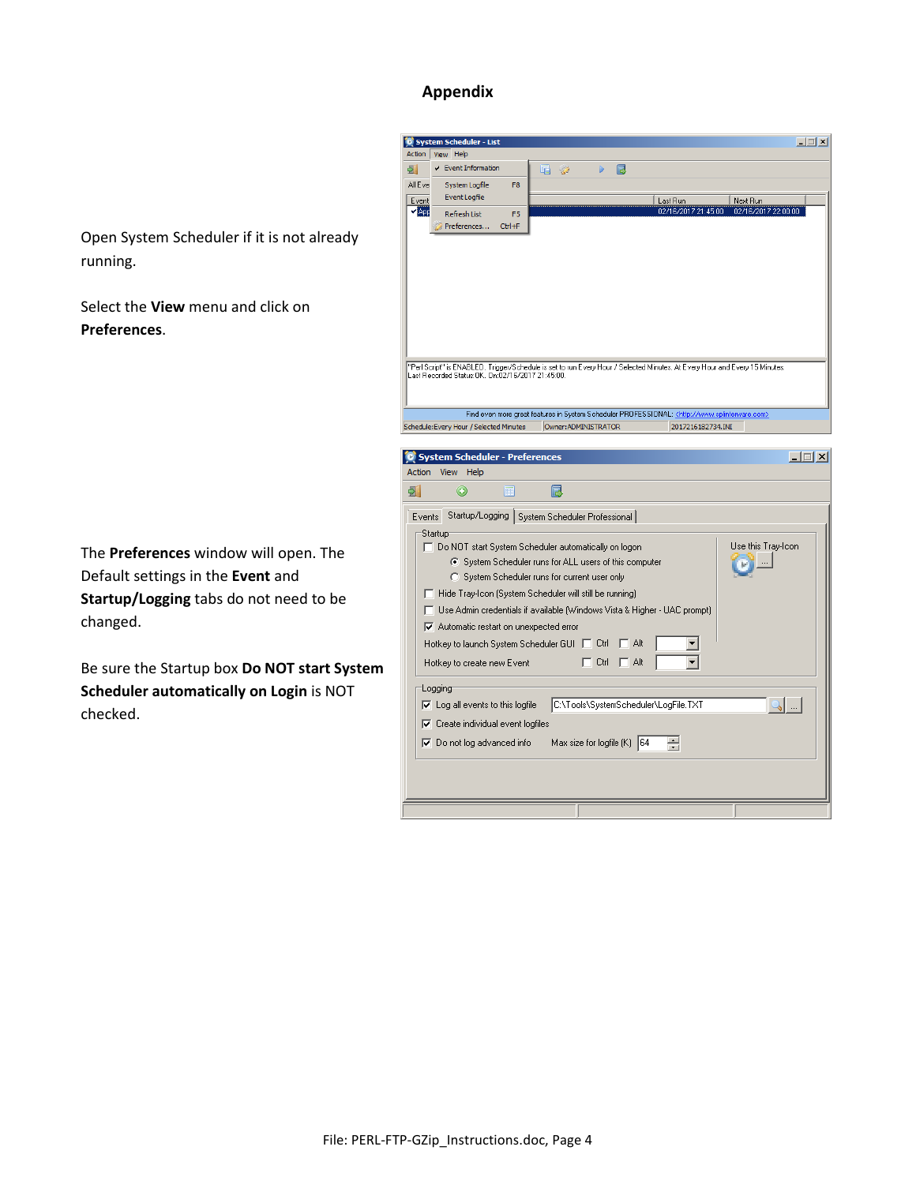# Appendix

Open System Scheduler if it is not already running.

Select the **View** menu and click on **Preferences**.

The **Preferences** window will open. The Default settings in the **Event** and **Startup/Logging** tabs do not need to be changed.

Be sure the Startup box **Do NOT start System Scheduler automatically on Login** is NOT checked.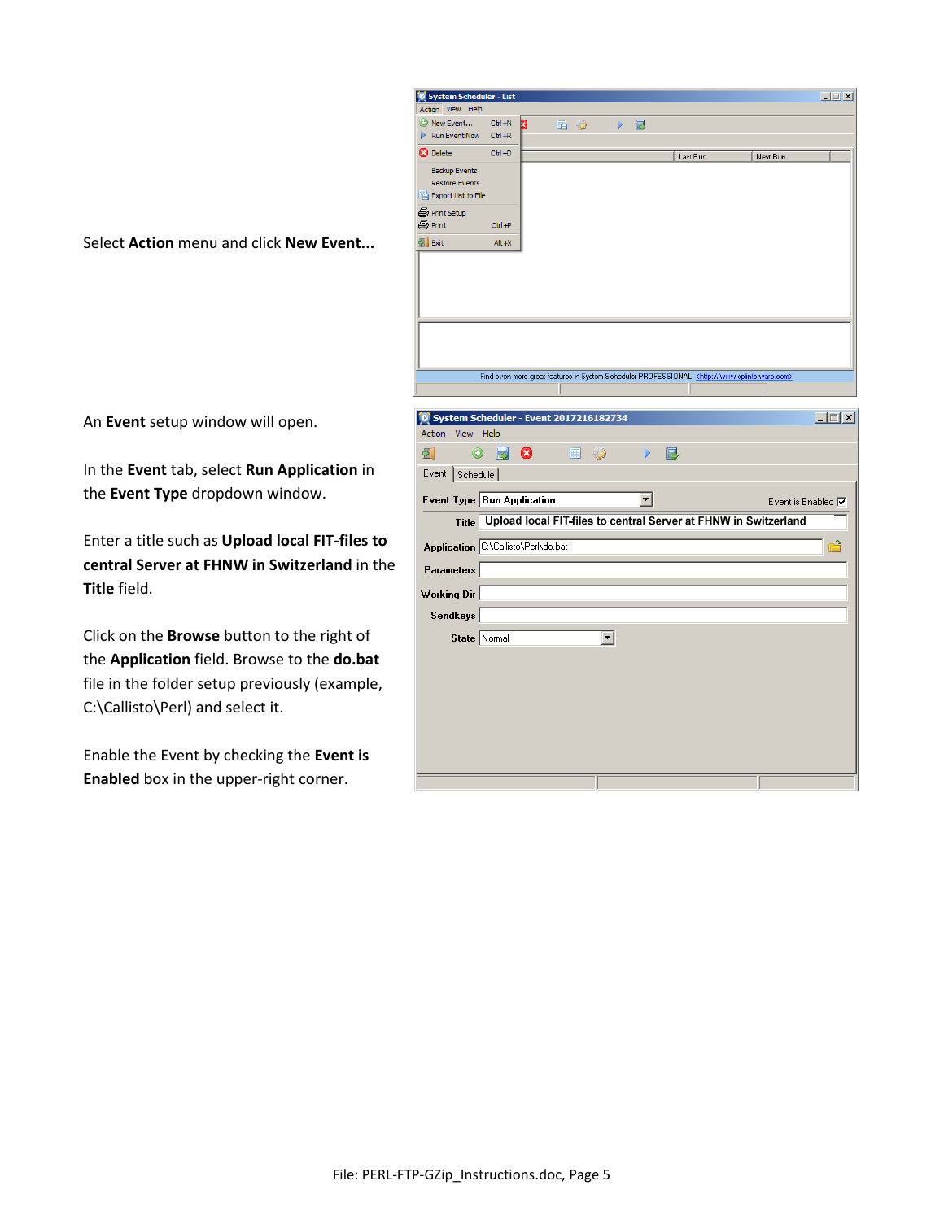Select **Action** menu and click **New Event...**

An **Event** setup window will open.

In the **Event** tab, select **Run Application** in the **Event Type** dropdown window.

Enter a title such as **Upload local FIT-files to central Server at FHNW in Switzerland** in the **Title** field.

Click on the **Browse** button to the right of the **Application** field. Browse to the **do.bat** file in the folder setup previously (example, C:\Callisto\Perl) and select it.

Enable the Event by checking the **Event is Enabled** box in the upper-right corner.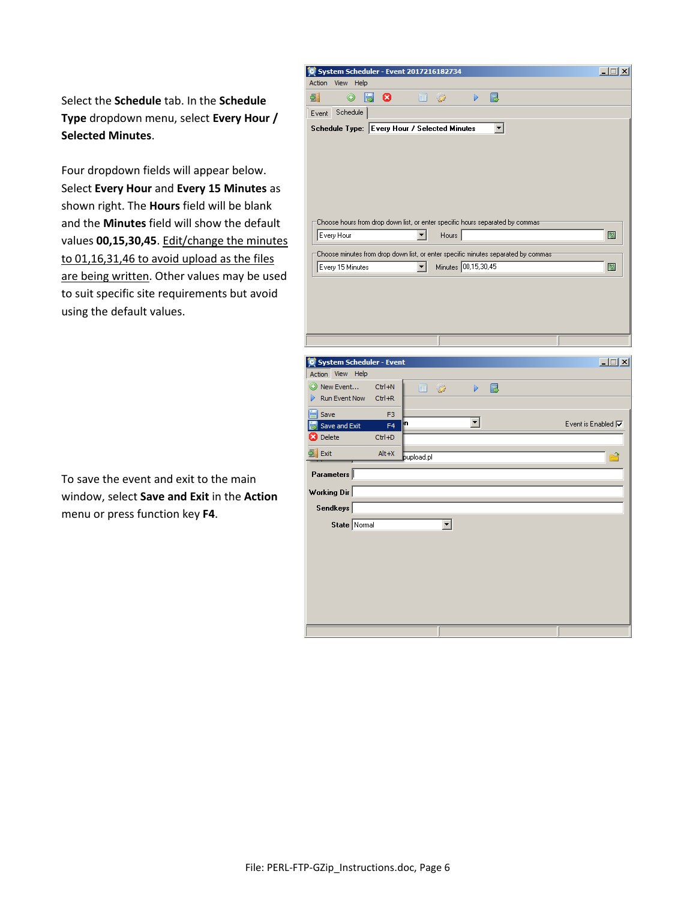Select the **Schedule** tab. In the **Schedule Type** dropdown menu, select **Every Hour / Selected Minutes**.

Four dropdown fields will appear below. Select **Every Hour** and **Every 15 Minutes** as shown right. The **Hours** field will be blank and the **Minutes** field will show the default values **00,15,30,45**. <u>Edit/change the minutes to 01,16,31,46 to avoid upload as the files are being written</u>. Other values may be used to suit specific site requirements but avoid using the default values.

To save the event and exit to the main window, select **Save and Exit** in the **Action** menu or press function key **F4**.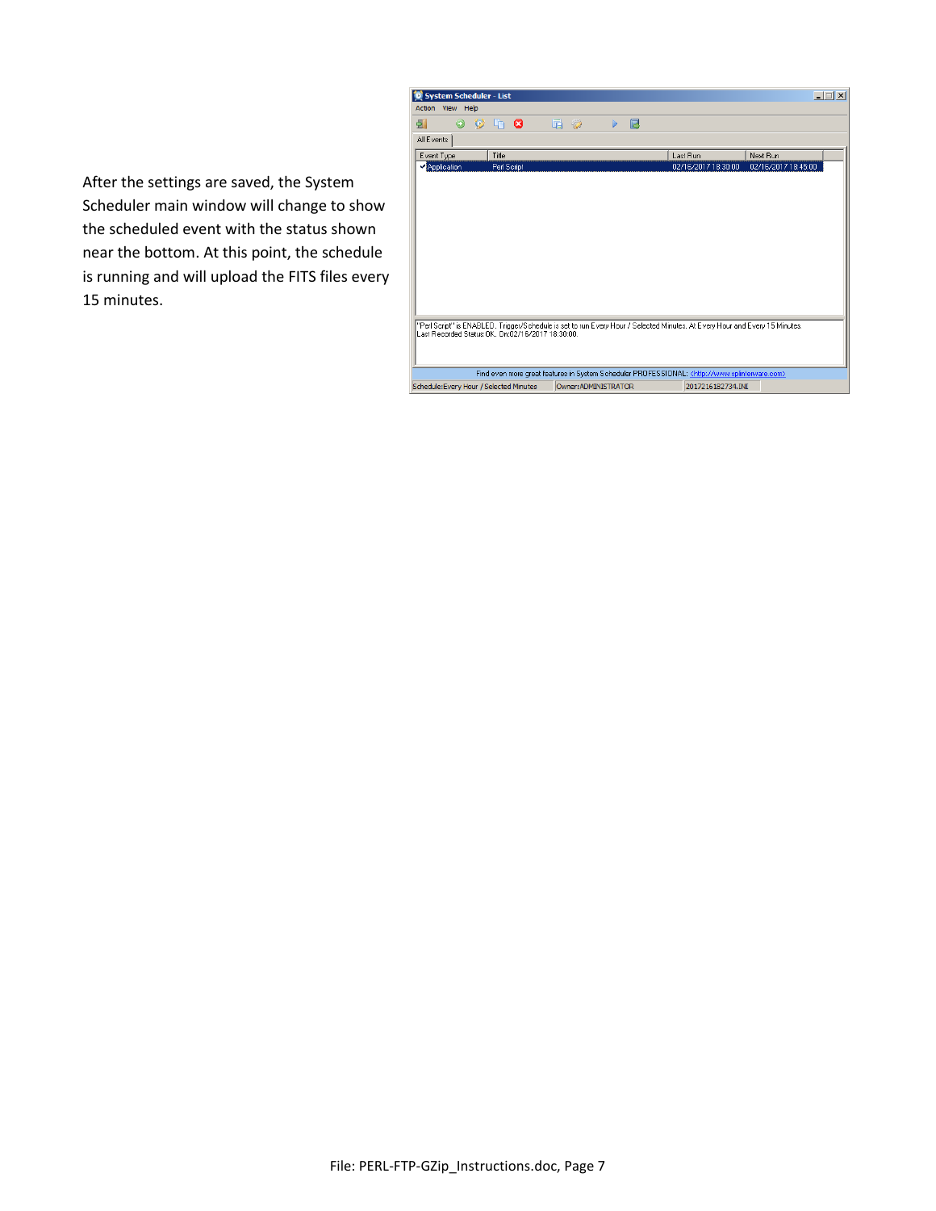After the settings are saved, the System Scheduler main window will change to show the scheduled event with the status shown near the bottom. At this point, the schedule is running and will upload the FITS files every 15 minutes.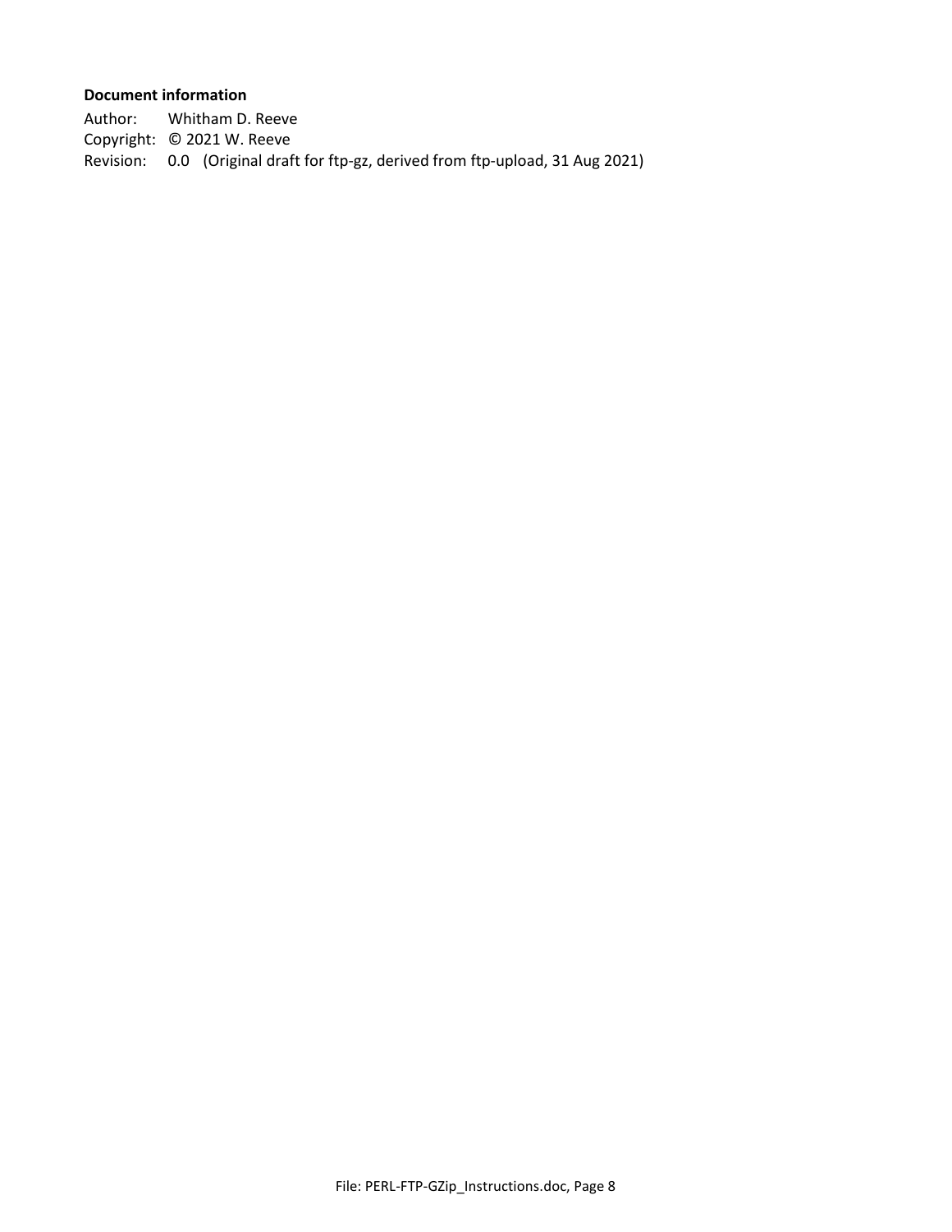**Document information**

Author: Whitham D. Reeve
Copyright: © 2021 W. Reeve
Revision: 0.0 (Original draft for ftp-gz, derived from ftp-upload, 31 Aug 2021)